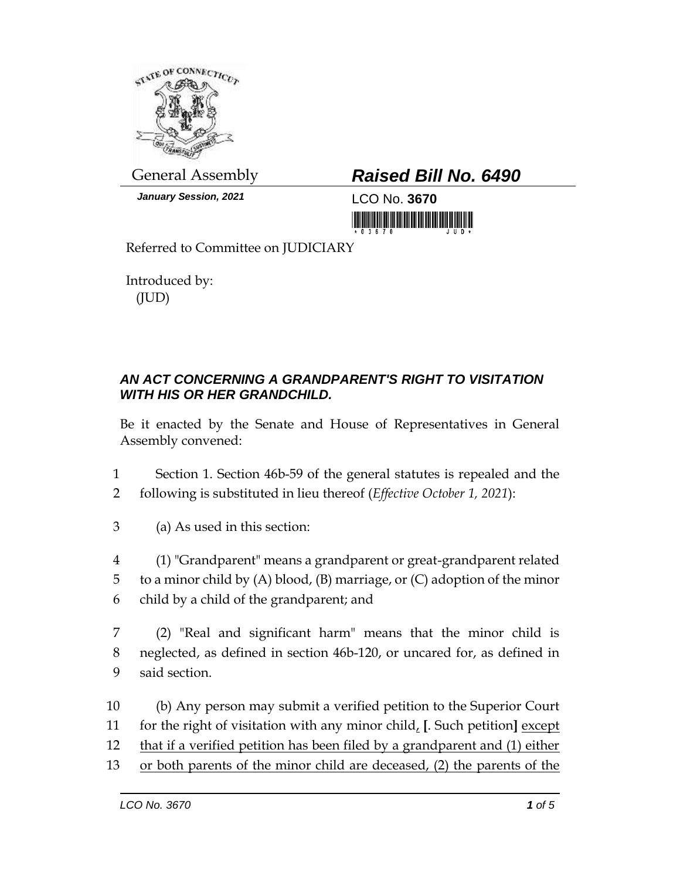General Assembly

**Raised Bill No. 6490**

*January Session, 2021*

LCO No. **3670**

Referred to Committee on JUDICIARY

Introduced by:
(JUD)

### *AN ACT CONCERNING A GRANDPARENT'S RIGHT TO VISITATION WITH HIS OR HER GRANDCHILD.*

Be it enacted by the Senate and House of Representatives in General Assembly convened:

1 Section 1. Section 46b-59 of the general statutes is repealed and the
2 following is substituted in lieu thereof (*Effective October 1, 2021*):

3 (a) As used in this section:

4 (1) "Grandparent" means a grandparent or great-grandparent related
5 to a minor child by (A) blood, (B) marriage, or (C) adoption of the minor
6 child by a child of the grandparent; and

7 (2) "Real and significant harm" means that the minor child is
8 neglected, as defined in section 46b-120, or uncared for, as defined in
9 said section.

10 (b) Any person may submit a verified petition to the Superior Court
11 for the right of visitation with any minor child, [. Such petition] except
12 that if a verified petition has been filed by a grandparent and (1) either
13 or both parents of the minor child are deceased, (2) the parents of the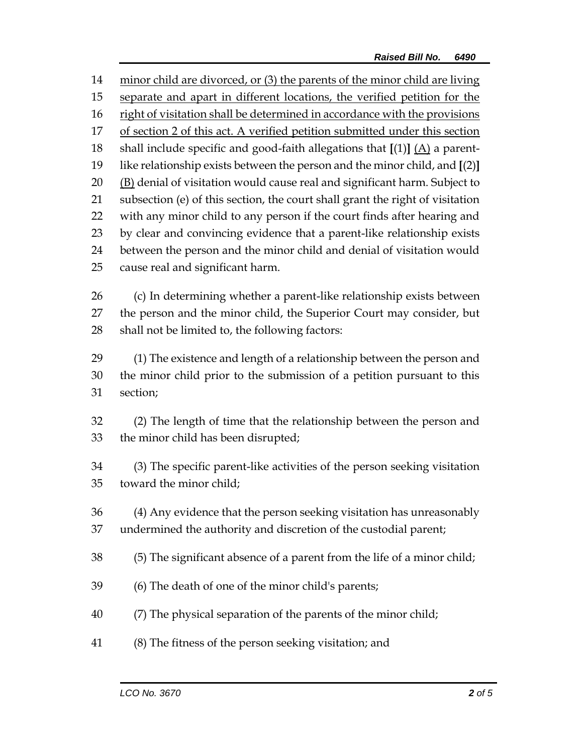minor child are divorced, or (3) the parents of the minor child are living separate and apart in different locations, the verified petition for the right of visitation shall be determined in accordance with the provisions of section 2 of this act. A verified petition submitted under this section shall include specific and good-faith allegations that **[**(1)**]** (A) a parent-like relationship exists between the person and the minor child, and **[**(2)**]** (B) denial of visitation would cause real and significant harm. Subject to subsection (e) of this section, the court shall grant the right of visitation with any minor child to any person if the court finds after hearing and by clear and convincing evidence that a parent-like relationship exists between the person and the minor child and denial of visitation would cause real and significant harm.

(c) In determining whether a parent-like relationship exists between the person and the minor child, the Superior Court may consider, but shall not be limited to, the following factors:

(1) The existence and length of a relationship between the person and the minor child prior to the submission of a petition pursuant to this section;

(2) The length of time that the relationship between the person and the minor child has been disrupted;

(3) The specific parent-like activities of the person seeking visitation toward the minor child;

(4) Any evidence that the person seeking visitation has unreasonably undermined the authority and discretion of the custodial parent;

(5) The significant absence of a parent from the life of a minor child;

(6) The death of one of the minor child's parents;

(7) The physical separation of the parents of the minor child;

(8) The fitness of the person seeking visitation; and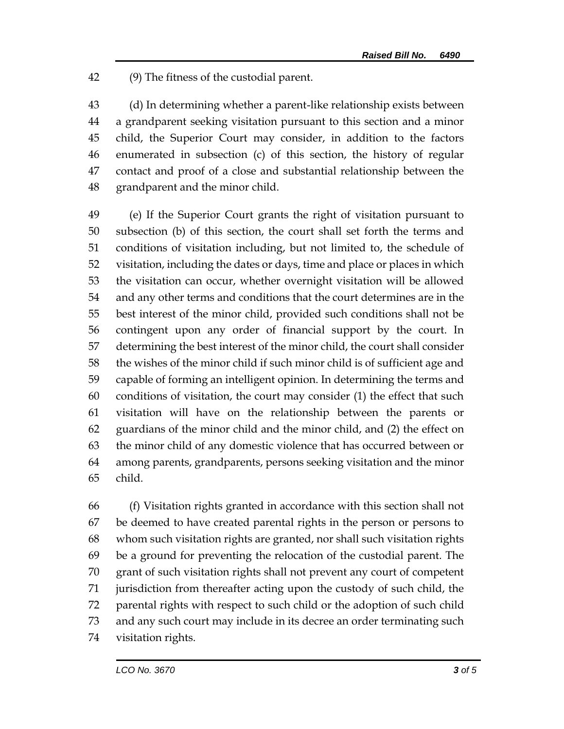(9) The fitness of the custodial parent.

(d) In determining whether a parent-like relationship exists between a grandparent seeking visitation pursuant to this section and a minor child, the Superior Court may consider, in addition to the factors enumerated in subsection (c) of this section, the history of regular contact and proof of a close and substantial relationship between the grandparent and the minor child.

(e) If the Superior Court grants the right of visitation pursuant to subsection (b) of this section, the court shall set forth the terms and conditions of visitation including, but not limited to, the schedule of visitation, including the dates or days, time and place or places in which the visitation can occur, whether overnight visitation will be allowed and any other terms and conditions that the court determines are in the best interest of the minor child, provided such conditions shall not be contingent upon any order of financial support by the court. In determining the best interest of the minor child, the court shall consider the wishes of the minor child if such minor child is of sufficient age and capable of forming an intelligent opinion. In determining the terms and conditions of visitation, the court may consider (1) the effect that such visitation will have on the relationship between the parents or guardians of the minor child and the minor child, and (2) the effect on the minor child of any domestic violence that has occurred between or among parents, grandparents, persons seeking visitation and the minor child.

(f) Visitation rights granted in accordance with this section shall not be deemed to have created parental rights in the person or persons to whom such visitation rights are granted, nor shall such visitation rights be a ground for preventing the relocation of the custodial parent. The grant of such visitation rights shall not prevent any court of competent jurisdiction from thereafter acting upon the custody of such child, the parental rights with respect to such child or the adoption of such child and any such court may include in its decree an order terminating such visitation rights.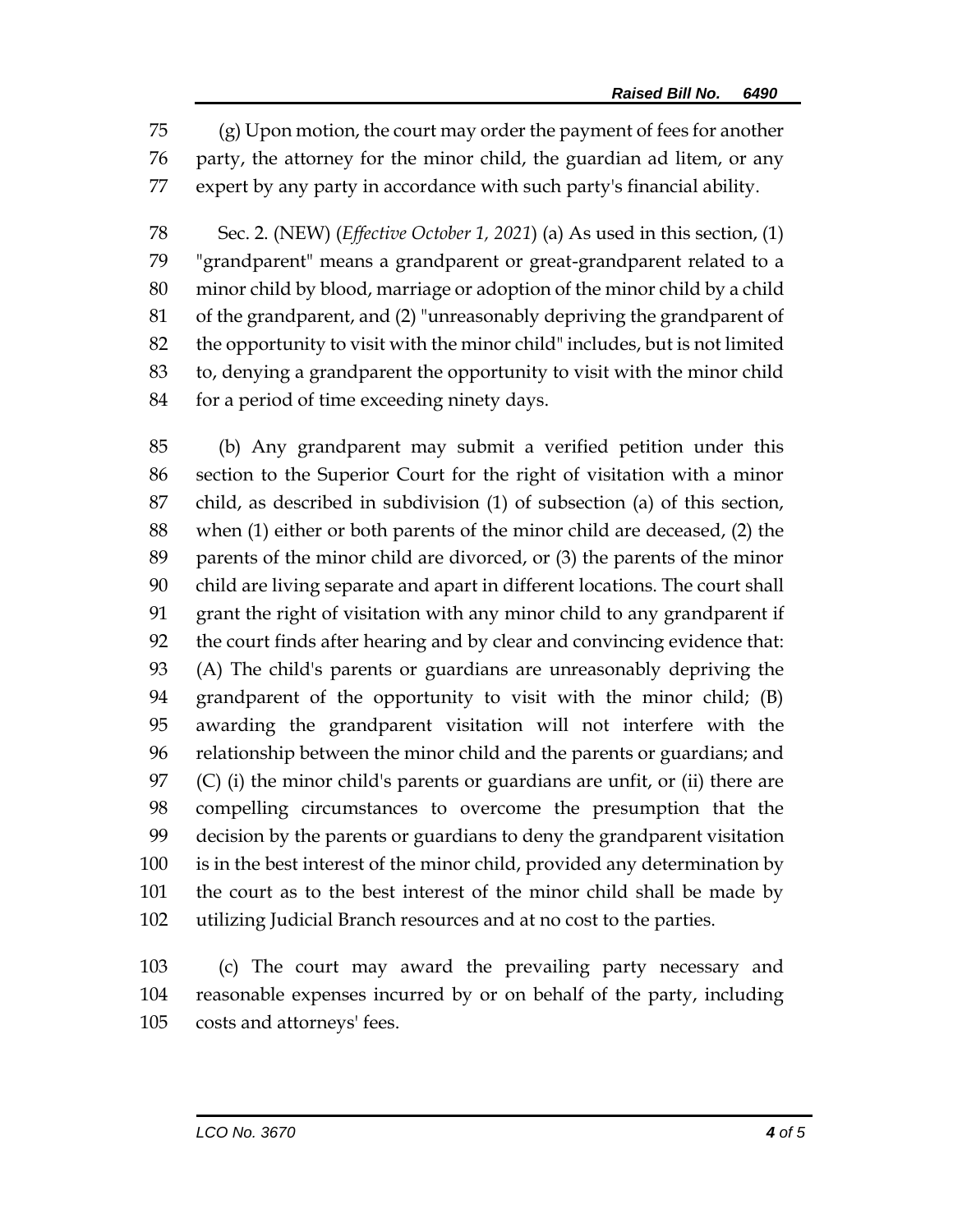(g) Upon motion, the court may order the payment of fees for another party, the attorney for the minor child, the guardian ad litem, or any expert by any party in accordance with such party's financial ability.

Sec. 2. (NEW) (*Effective October 1, 2021*) (a) As used in this section, (1) "grandparent" means a grandparent or great-grandparent related to a minor child by blood, marriage or adoption of the minor child by a child of the grandparent, and (2) "unreasonably depriving the grandparent of the opportunity to visit with the minor child" includes, but is not limited to, denying a grandparent the opportunity to visit with the minor child for a period of time exceeding ninety days.

(b) Any grandparent may submit a verified petition under this section to the Superior Court for the right of visitation with a minor child, as described in subdivision (1) of subsection (a) of this section, when (1) either or both parents of the minor child are deceased, (2) the parents of the minor child are divorced, or (3) the parents of the minor child are living separate and apart in different locations. The court shall grant the right of visitation with any minor child to any grandparent if the court finds after hearing and by clear and convincing evidence that: (A) The child's parents or guardians are unreasonably depriving the grandparent of the opportunity to visit with the minor child; (B) awarding the grandparent visitation will not interfere with the relationship between the minor child and the parents or guardians; and (C) (i) the minor child's parents or guardians are unfit, or (ii) there are compelling circumstances to overcome the presumption that the decision by the parents or guardians to deny the grandparent visitation is in the best interest of the minor child, provided any determination by the court as to the best interest of the minor child shall be made by utilizing Judicial Branch resources and at no cost to the parties.

(c) The court may award the prevailing party necessary and reasonable expenses incurred by or on behalf of the party, including costs and attorneys' fees.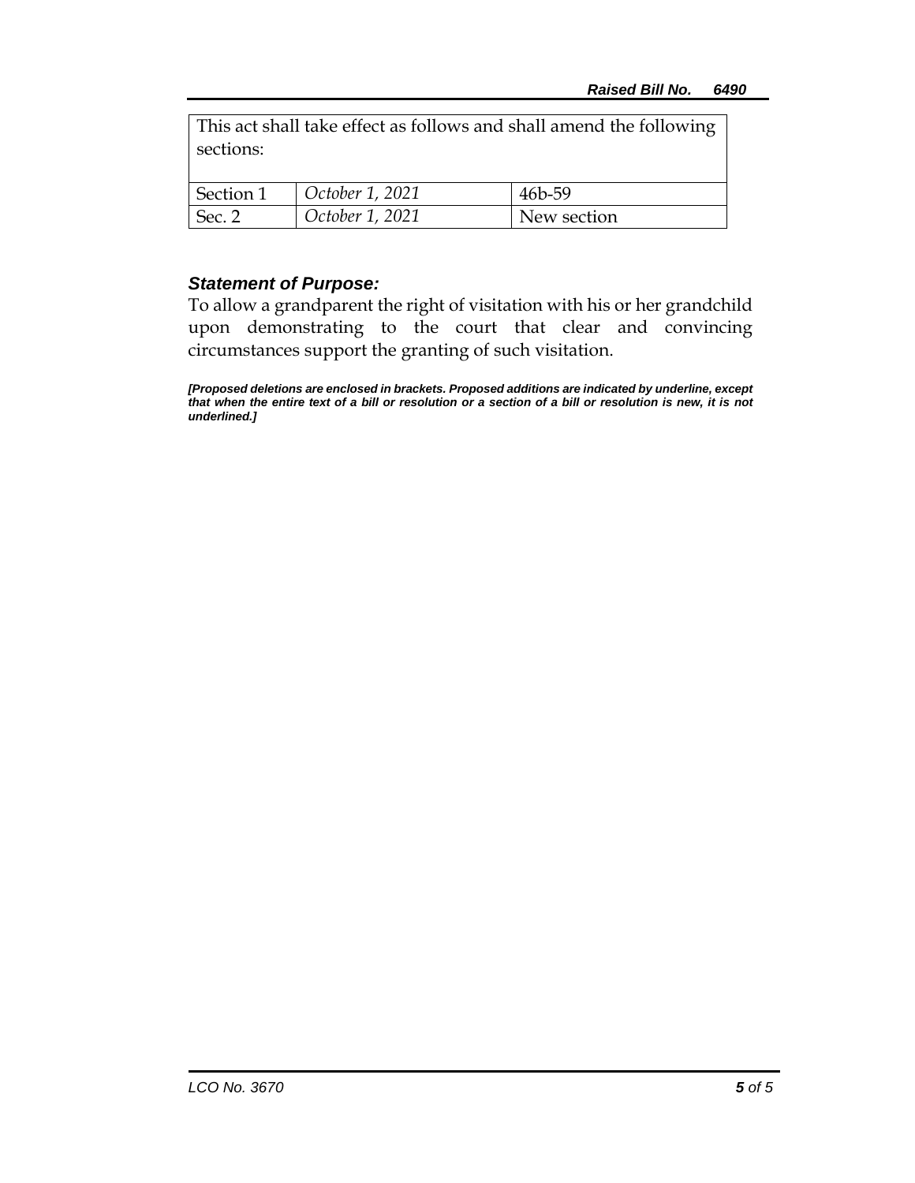This act shall take effect as follows and shall amend the following sections:

| | | |
|---|---|---|
| Section 1 | *October 1, 2021* | 46b-59 |
| Sec. 2 | *October 1, 2021* | New section |

### *Statement of Purpose:*

To allow a grandparent the right of visitation with his or her grandchild upon demonstrating to the court that clear and convincing circumstances support the granting of such visitation.

***[Proposed deletions are enclosed in brackets. Proposed additions are indicated by underline, except that when the entire text of a bill or resolution or a section of a bill or resolution is new, it is not underlined.]***